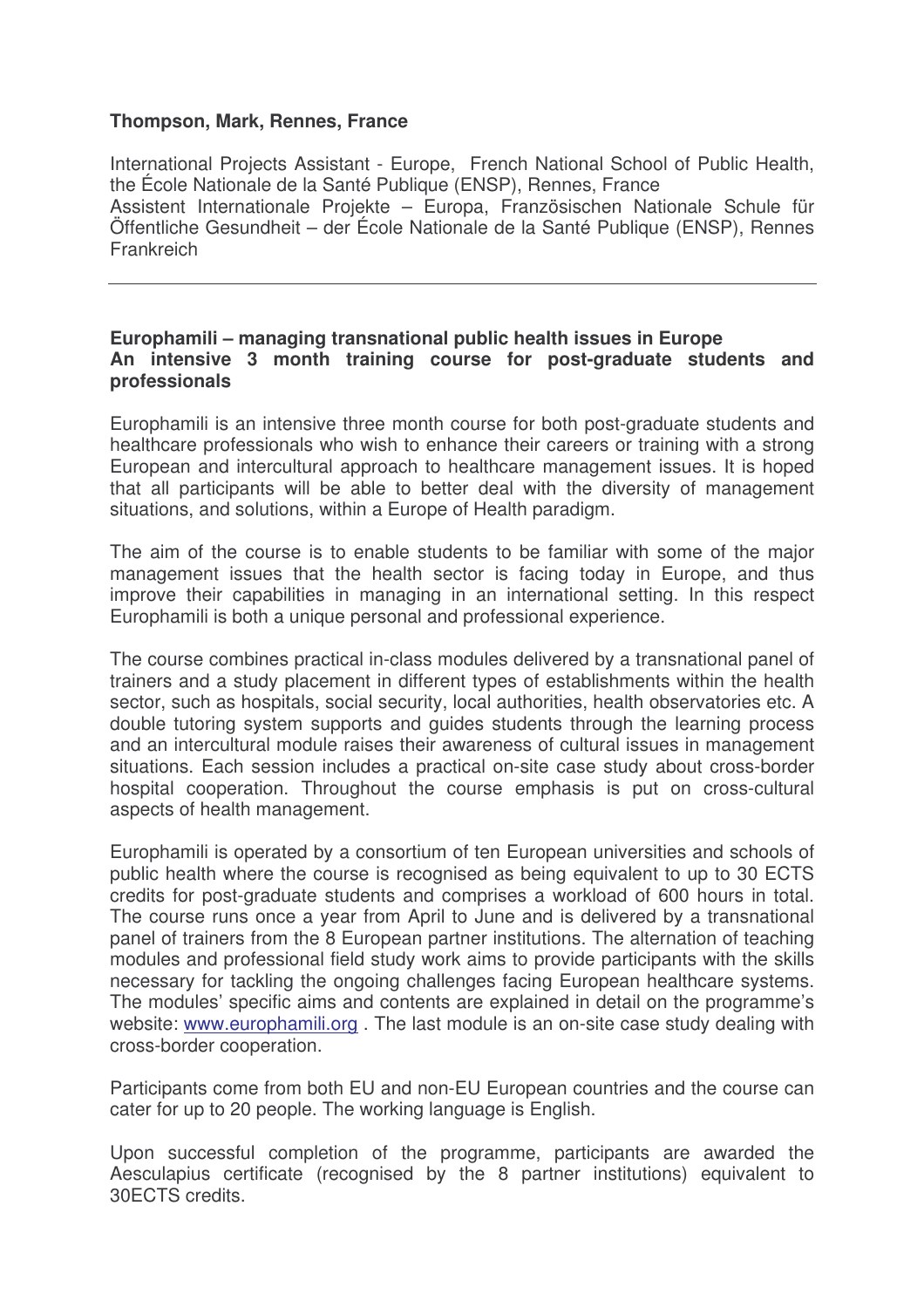**Thompson, Mark, Rennes, France**

International Projects Assistant - Europe, French National School of Public Health, the École Nationale de la Santé Publique (ENSP), Rennes, France
Assistent Internationale Projekte – Europa, Französischen Nationale Schule für Öffentliche Gesundheit – der École Nationale de la Santé Publique (ENSP), Rennes Frankreich

---

**Europhamili – managing transnational public health issues in Europe**
**An intensive 3 month training course for post-graduate students and professionals**

Europhamili is an intensive three month course for both post-graduate students and healthcare professionals who wish to enhance their careers or training with a strong European and intercultural approach to healthcare management issues. It is hoped that all participants will be able to better deal with the diversity of management situations, and solutions, within a Europe of Health paradigm.

The aim of the course is to enable students to be familiar with some of the major management issues that the health sector is facing today in Europe, and thus improve their capabilities in managing in an international setting. In this respect Europhamili is both a unique personal and professional experience.

The course combines practical in-class modules delivered by a transnational panel of trainers and a study placement in different types of establishments within the health sector, such as hospitals, social security, local authorities, health observatories etc. A double tutoring system supports and guides students through the learning process and an intercultural module raises their awareness of cultural issues in management situations. Each session includes a practical on-site case study about cross-border hospital cooperation. Throughout the course emphasis is put on cross-cultural aspects of health management.

Europhamili is operated by a consortium of ten European universities and schools of public health where the course is recognised as being equivalent to up to 30 ECTS credits for post-graduate students and comprises a workload of 600 hours in total. The course runs once a year from April to June and is delivered by a transnational panel of trainers from the 8 European partner institutions. The alternation of teaching modules and professional field study work aims to provide participants with the skills necessary for tackling the ongoing challenges facing European healthcare systems. The modules' specific aims and contents are explained in detail on the programme's website: www.europhamili.org . The last module is an on-site case study dealing with cross-border cooperation.

Participants come from both EU and non-EU European countries and the course can cater for up to 20 people. The working language is English.

Upon successful completion of the programme, participants are awarded the Aesculapius certificate (recognised by the 8 partner institutions) equivalent to 30ECTS credits.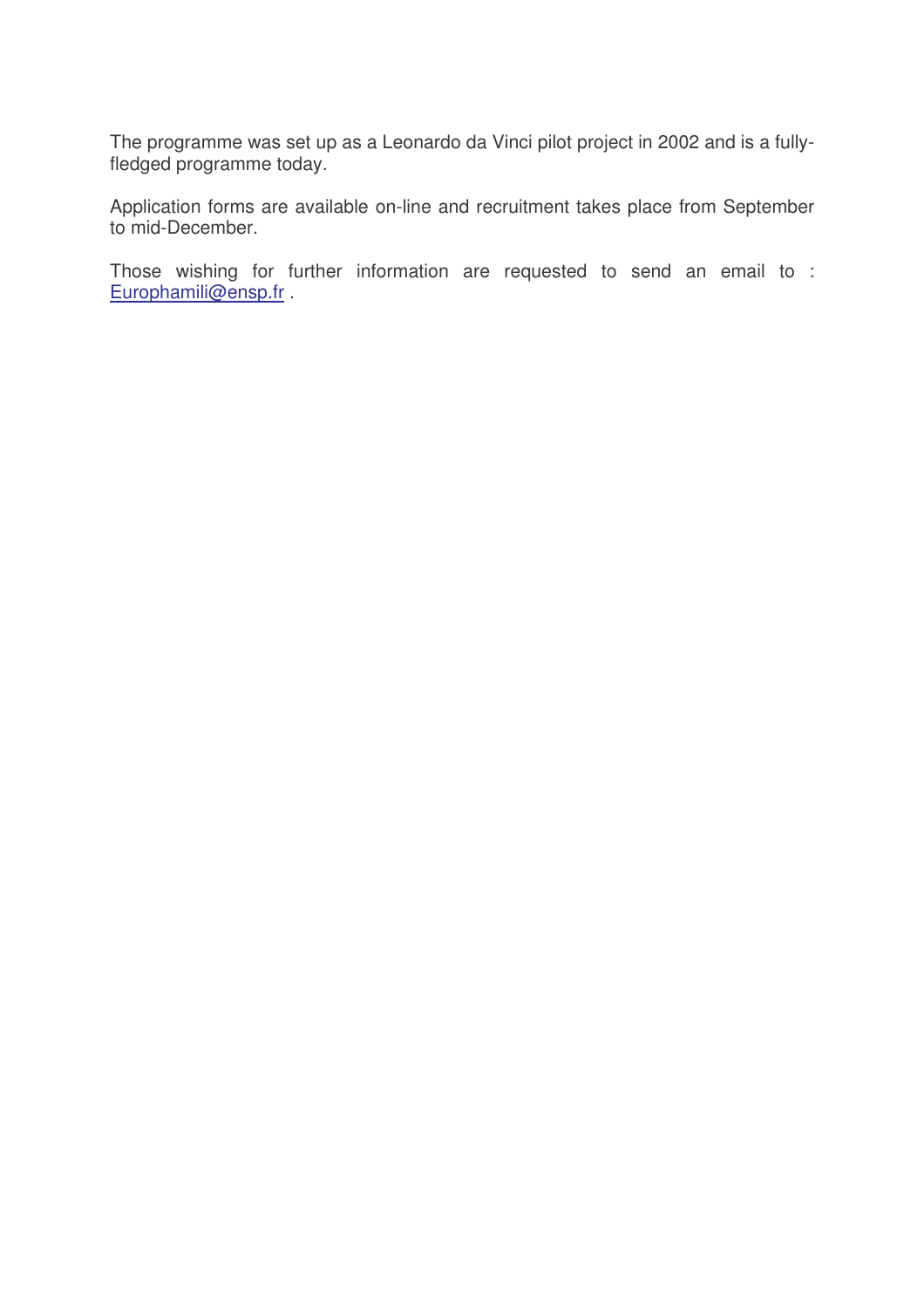The programme was set up as a Leonardo da Vinci pilot project in 2002 and is a fully-fledged programme today.

Application forms are available on-line and recruitment takes place from September to mid-December.

Those wishing for further information are requested to send an email to : Europhamili@ensp.fr .